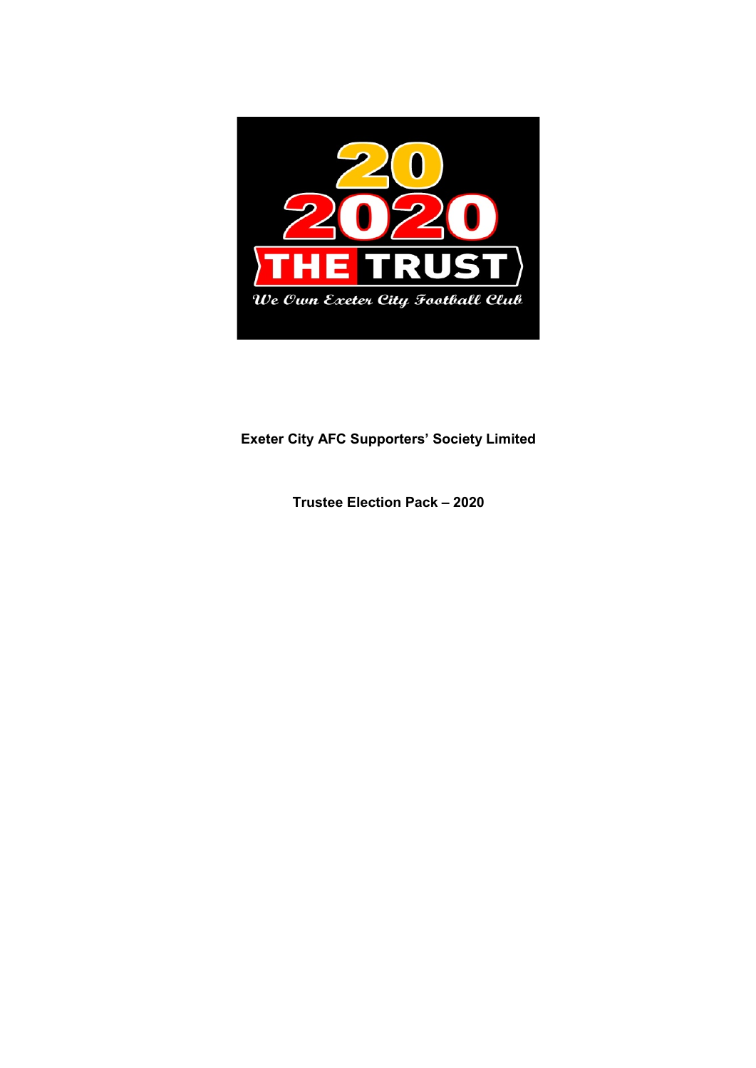20

2020

THE TRUST

*We Own Exeter City Football Club*

**Exeter City AFC Supporters' Society Limited**

**Trustee Election Pack – 2020**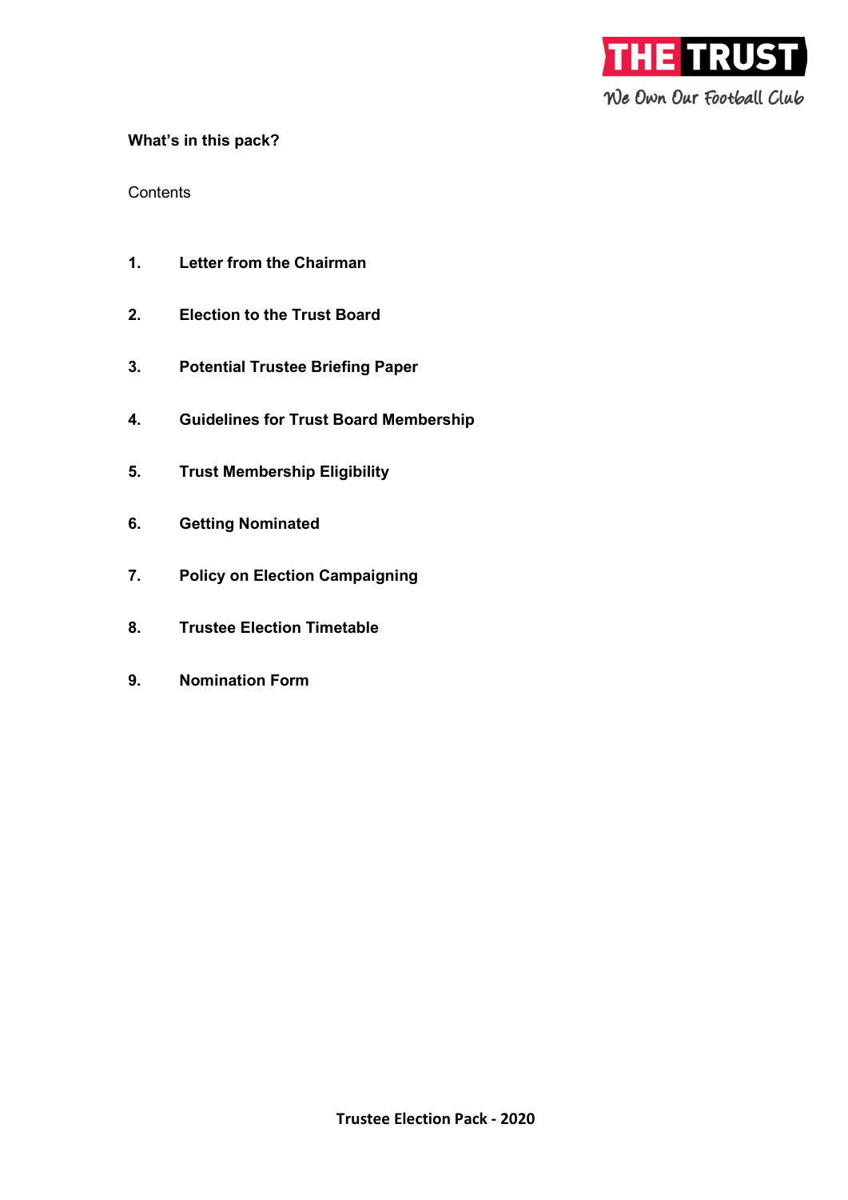**What's in this pack?**

Contents

1. **Letter from the Chairman**
2. **Election to the Trust Board**
3. **Potential Trustee Briefing Paper**
4. **Guidelines for Trust Board Membership**
5. **Trust Membership Eligibility**
6. **Getting Nominated**
7. **Policy on Election Campaigning**
8. **Trustee Election Timetable**
9. **Nomination Form**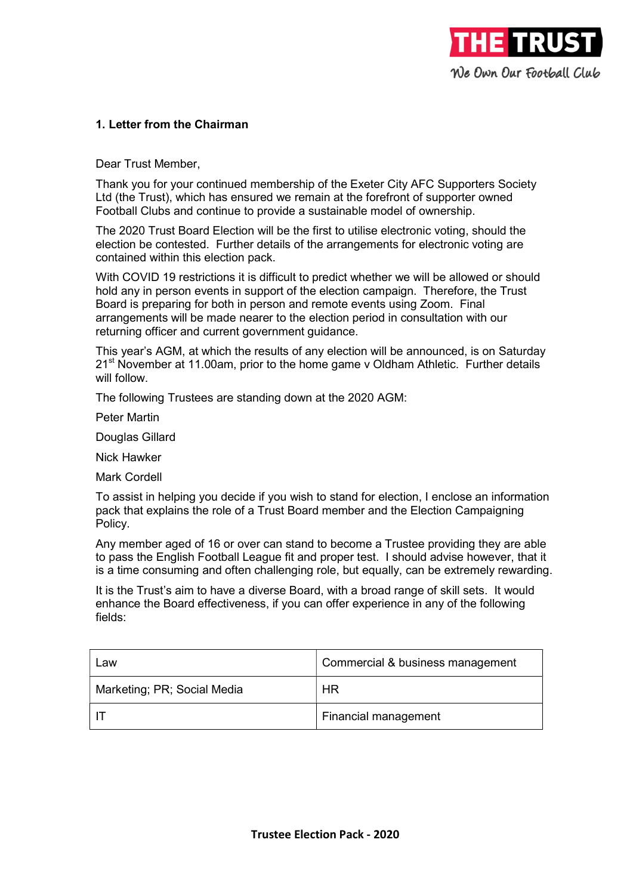## 1. Letter from the Chairman

Dear Trust Member,

Thank you for your continued membership of the Exeter City AFC Supporters Society Ltd (the Trust), which has ensured we remain at the forefront of supporter owned Football Clubs and continue to provide a sustainable model of ownership.

The 2020 Trust Board Election will be the first to utilise electronic voting, should the election be contested. Further details of the arrangements for electronic voting are contained within this election pack.

With COVID 19 restrictions it is difficult to predict whether we will be allowed or should hold any in person events in support of the election campaign. Therefore, the Trust Board is preparing for both in person and remote events using Zoom. Final arrangements will be made nearer to the election period in consultation with our returning officer and current government guidance.

This year's AGM, at which the results of any election will be announced, is on Saturday 21st November at 11.00am, prior to the home game v Oldham Athletic. Further details will follow.

The following Trustees are standing down at the 2020 AGM:

Peter Martin

Douglas Gillard

Nick Hawker

Mark Cordell

To assist in helping you decide if you wish to stand for election, I enclose an information pack that explains the role of a Trust Board member and the Election Campaigning Policy.

Any member aged of 16 or over can stand to become a Trustee providing they are able to pass the English Football League fit and proper test. I should advise however, that it is a time consuming and often challenging role, but equally, can be extremely rewarding.

It is the Trust's aim to have a diverse Board, with a broad range of skill sets. It would enhance the Board effectiveness, if you can offer experience in any of the following fields:

| Law | Commercial & business management |
|---|---|
| Marketing; PR; Social Media | HR |
| IT | Financial management |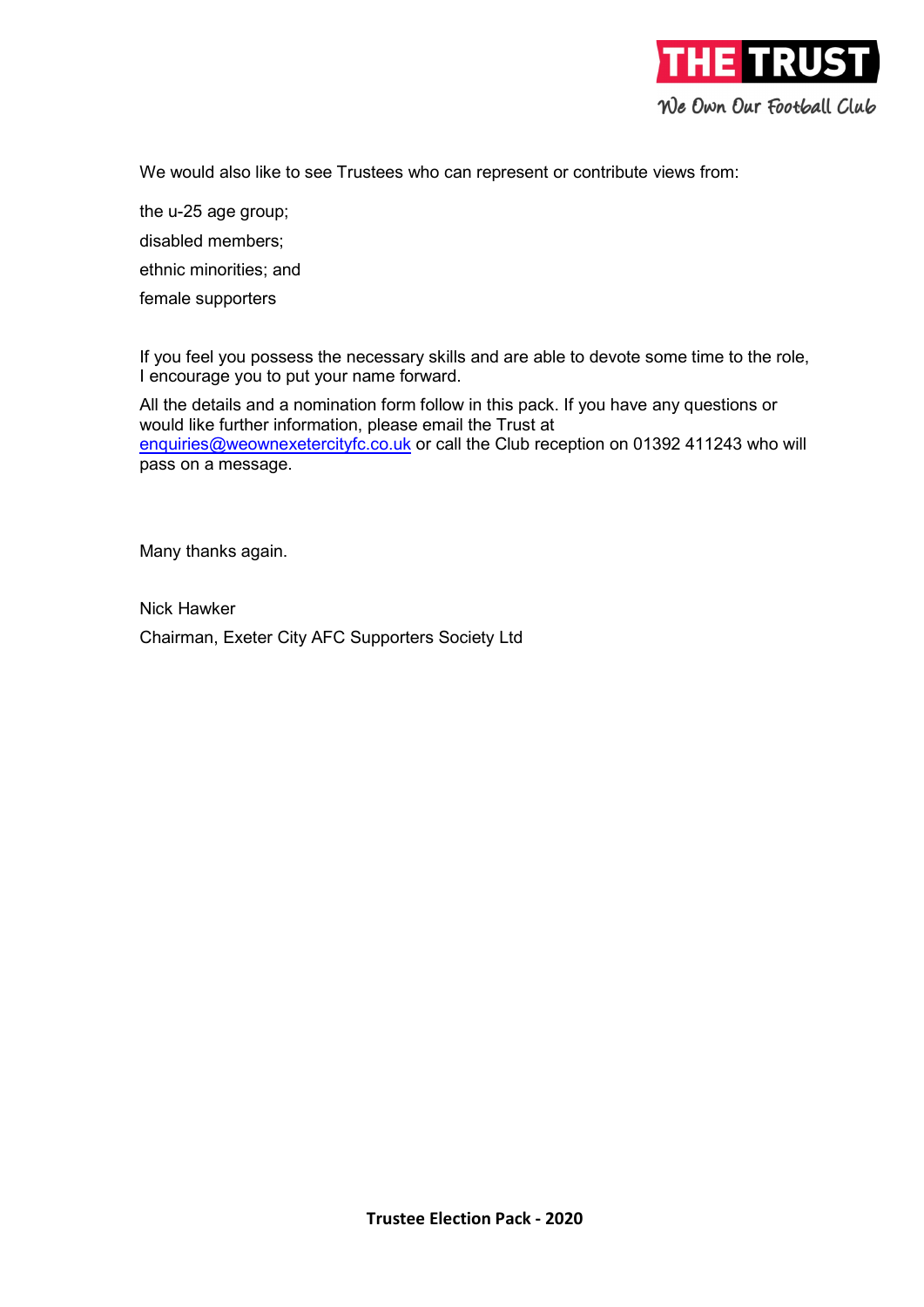We would also like to see Trustees who can represent or contribute views from:

the u-25 age group;

disabled members;

ethnic minorities; and

female supporters

If you feel you possess the necessary skills and are able to devote some time to the role, I encourage you to put your name forward.

All the details and a nomination form follow in this pack. If you have any questions or would like further information, please email the Trust at enquiries@weownexetercityfc.co.uk or call the Club reception on 01392 411243 who will pass on a message.

Many thanks again.

Nick Hawker

Chairman, Exeter City AFC Supporters Society Ltd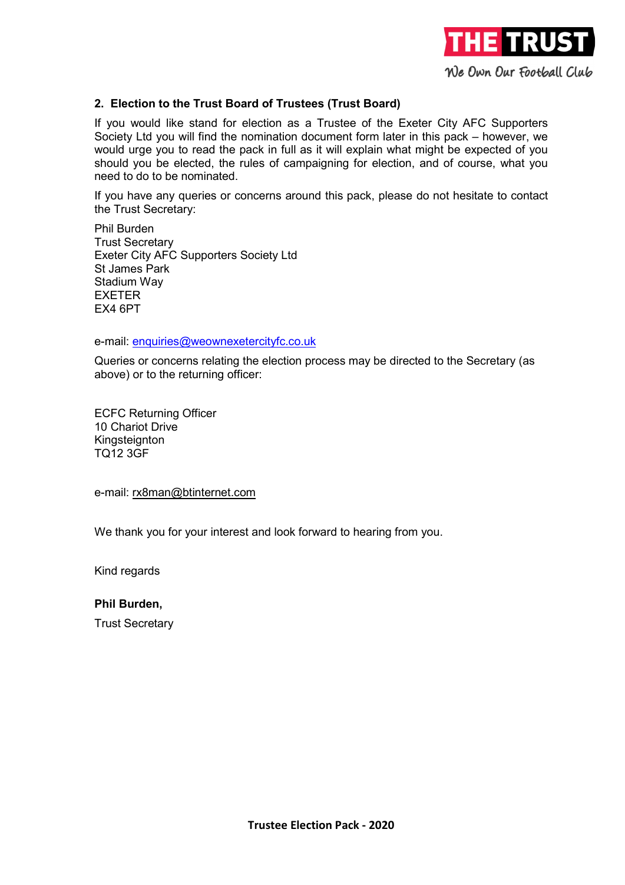## 2. Election to the Trust Board of Trustees (Trust Board)

If you would like stand for election as a Trustee of the Exeter City AFC Supporters Society Ltd you will find the nomination document form later in this pack – however, we would urge you to read the pack in full as it will explain what might be expected of you should you be elected, the rules of campaigning for election, and of course, what you need to do to be nominated.

If you have any queries or concerns around this pack, please do not hesitate to contact the Trust Secretary:

Phil Burden
Trust Secretary
Exeter City AFC Supporters Society Ltd
St James Park
Stadium Way
EXETER
EX4 6PT

e-mail: enquiries@weownexetercityfc.co.uk

Queries or concerns relating the election process may be directed to the Secretary (as above) or to the returning officer:

ECFC Returning Officer
10 Chariot Drive
Kingsteignton
TQ12 3GF

e-mail: rx8man@btinternet.com

We thank you for your interest and look forward to hearing from you.

Kind regards

**Phil Burden,**

Trust Secretary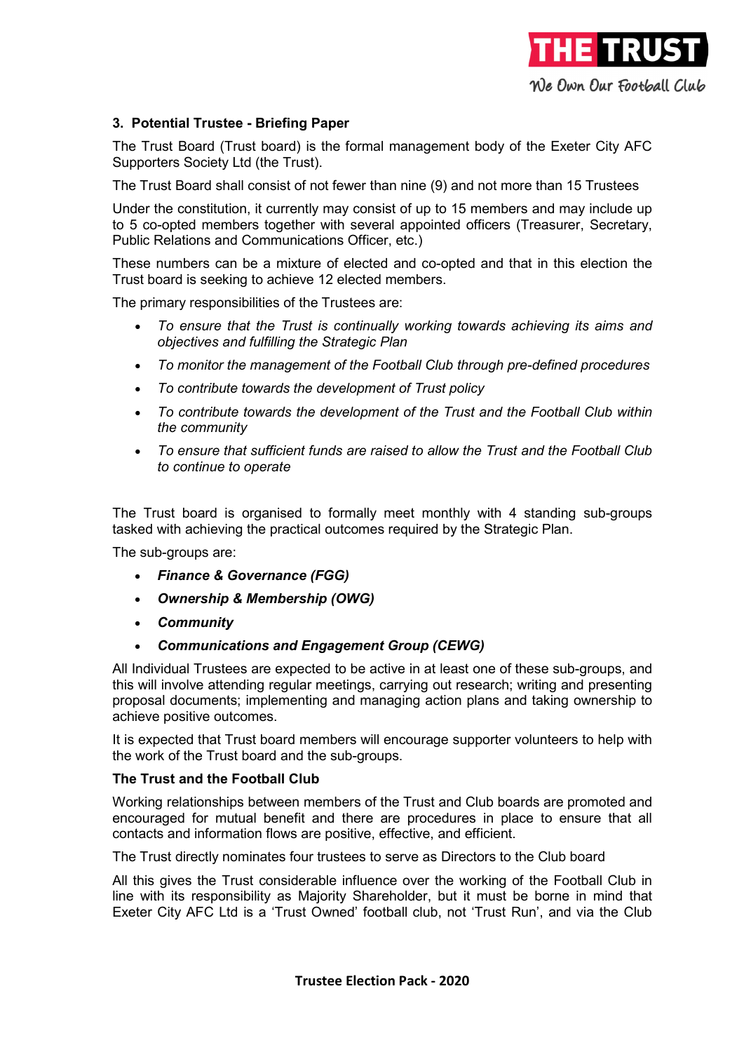### 3. Potential Trustee - Briefing Paper

The Trust Board (Trust board) is the formal management body of the Exeter City AFC Supporters Society Ltd (the Trust).

The Trust Board shall consist of not fewer than nine (9) and not more than 15 Trustees

Under the constitution, it currently may consist of up to 15 members and may include up to 5 co-opted members together with several appointed officers (Treasurer, Secretary, Public Relations and Communications Officer, etc.)

These numbers can be a mixture of elected and co-opted and that in this election the Trust board is seeking to achieve 12 elected members.

The primary responsibilities of the Trustees are:

- *To ensure that the Trust is continually working towards achieving its aims and objectives and fulfilling the Strategic Plan*
- *To monitor the management of the Football Club through pre-defined procedures*
- *To contribute towards the development of Trust policy*
- *To contribute towards the development of the Trust and the Football Club within the community*
- *To ensure that sufficient funds are raised to allow the Trust and the Football Club to continue to operate*

The Trust board is organised to formally meet monthly with 4 standing sub-groups tasked with achieving the practical outcomes required by the Strategic Plan.

The sub-groups are:

- ***Finance & Governance (FGG)***
- ***Ownership & Membership (OWG)***
- ***Community***
- ***Communications and Engagement Group (CEWG)***

All Individual Trustees are expected to be active in at least one of these sub-groups, and this will involve attending regular meetings, carrying out research; writing and presenting proposal documents; implementing and managing action plans and taking ownership to achieve positive outcomes.

It is expected that Trust board members will encourage supporter volunteers to help with the work of the Trust board and the sub-groups.

**The Trust and the Football Club**

Working relationships between members of the Trust and Club boards are promoted and encouraged for mutual benefit and there are procedures in place to ensure that all contacts and information flows are positive, effective, and efficient.

The Trust directly nominates four trustees to serve as Directors to the Club board

All this gives the Trust considerable influence over the working of the Football Club in line with its responsibility as Majority Shareholder, but it must be borne in mind that Exeter City AFC Ltd is a 'Trust Owned' football club, not 'Trust Run', and via the Club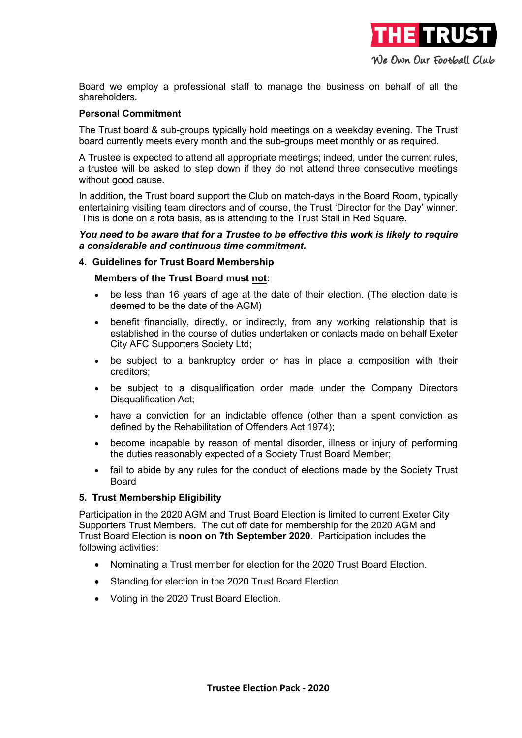Board we employ a professional staff to manage the business on behalf of all the shareholders.

**Personal Commitment**

The Trust board & sub-groups typically hold meetings on a weekday evening. The Trust board currently meets every month and the sub-groups meet monthly or as required.

A Trustee is expected to attend all appropriate meetings; indeed, under the current rules, a trustee will be asked to step down if they do not attend three consecutive meetings without good cause.

In addition, the Trust board support the Club on match-days in the Board Room, typically entertaining visiting team directors and of course, the Trust 'Director for the Day' winner. This is done on a rota basis, as is attending to the Trust Stall in Red Square.

***You need to be aware that for a Trustee to be effective this work is likely to require a considerable and continuous time commitment.***

## 4. Guidelines for Trust Board Membership

**Members of the Trust Board must <u>not</u>:**

- be less than 16 years of age at the date of their election. (The election date is deemed to be the date of the AGM)
- benefit financially, directly, or indirectly, from any working relationship that is established in the course of duties undertaken or contacts made on behalf Exeter City AFC Supporters Society Ltd;
- be subject to a bankruptcy order or has in place a composition with their creditors;
- be subject to a disqualification order made under the Company Directors Disqualification Act;
- have a conviction for an indictable offence (other than a spent conviction as defined by the Rehabilitation of Offenders Act 1974);
- become incapable by reason of mental disorder, illness or injury of performing the duties reasonably expected of a Society Trust Board Member;
- fail to abide by any rules for the conduct of elections made by the Society Trust Board

## 5. Trust Membership Eligibility

Participation in the 2020 AGM and Trust Board Election is limited to current Exeter City Supporters Trust Members. The cut off date for membership for the 2020 AGM and Trust Board Election is **noon on 7th September 2020**. Participation includes the following activities:

- Nominating a Trust member for election for the 2020 Trust Board Election.
- Standing for election in the 2020 Trust Board Election.
- Voting in the 2020 Trust Board Election.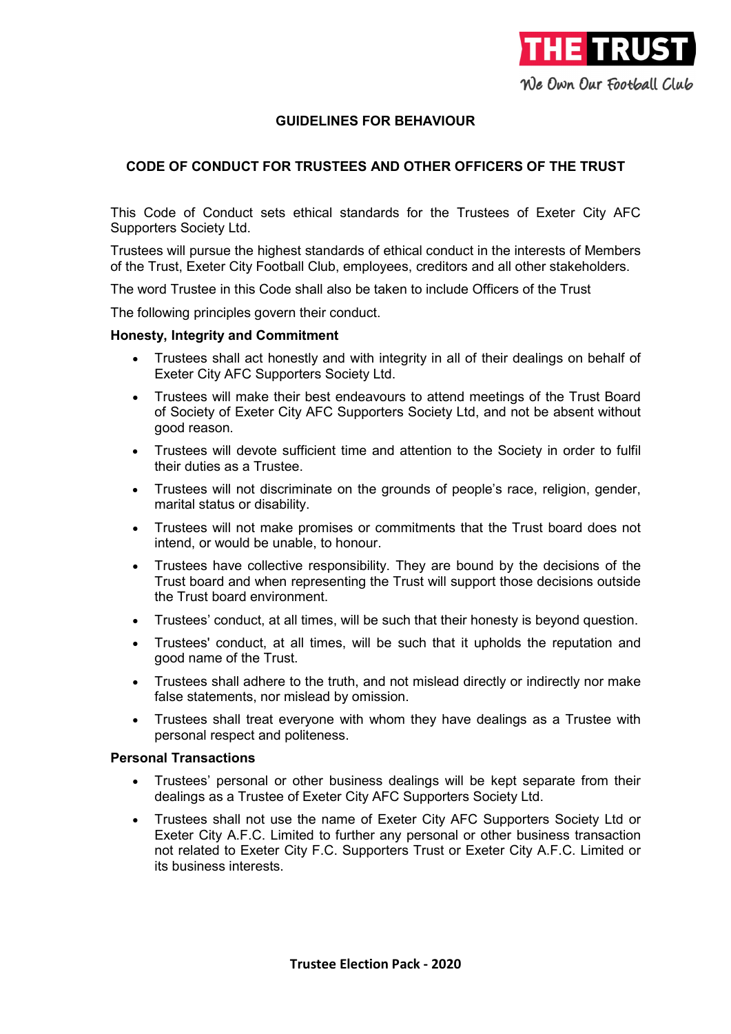## GUIDELINES FOR BEHAVIOUR

### CODE OF CONDUCT FOR TRUSTEES AND OTHER OFFICERS OF THE TRUST

This Code of Conduct sets ethical standards for the Trustees of Exeter City AFC Supporters Society Ltd.

Trustees will pursue the highest standards of ethical conduct in the interests of Members of the Trust, Exeter City Football Club, employees, creditors and all other stakeholders.

The word Trustee in this Code shall also be taken to include Officers of the Trust

The following principles govern their conduct.

**Honesty, Integrity and Commitment**

- Trustees shall act honestly and with integrity in all of their dealings on behalf of Exeter City AFC Supporters Society Ltd.
- Trustees will make their best endeavours to attend meetings of the Trust Board of Society of Exeter City AFC Supporters Society Ltd, and not be absent without good reason.
- Trustees will devote sufficient time and attention to the Society in order to fulfil their duties as a Trustee.
- Trustees will not discriminate on the grounds of people's race, religion, gender, marital status or disability.
- Trustees will not make promises or commitments that the Trust board does not intend, or would be unable, to honour.
- Trustees have collective responsibility. They are bound by the decisions of the Trust board and when representing the Trust will support those decisions outside the Trust board environment.
- Trustees' conduct, at all times, will be such that their honesty is beyond question.
- Trustees' conduct, at all times, will be such that it upholds the reputation and good name of the Trust.
- Trustees shall adhere to the truth, and not mislead directly or indirectly nor make false statements, nor mislead by omission.
- Trustees shall treat everyone with whom they have dealings as a Trustee with personal respect and politeness.

**Personal Transactions**

- Trustees' personal or other business dealings will be kept separate from their dealings as a Trustee of Exeter City AFC Supporters Society Ltd.
- Trustees shall not use the name of Exeter City AFC Supporters Society Ltd or Exeter City A.F.C. Limited to further any personal or other business transaction not related to Exeter City F.C. Supporters Trust or Exeter City A.F.C. Limited or its business interests.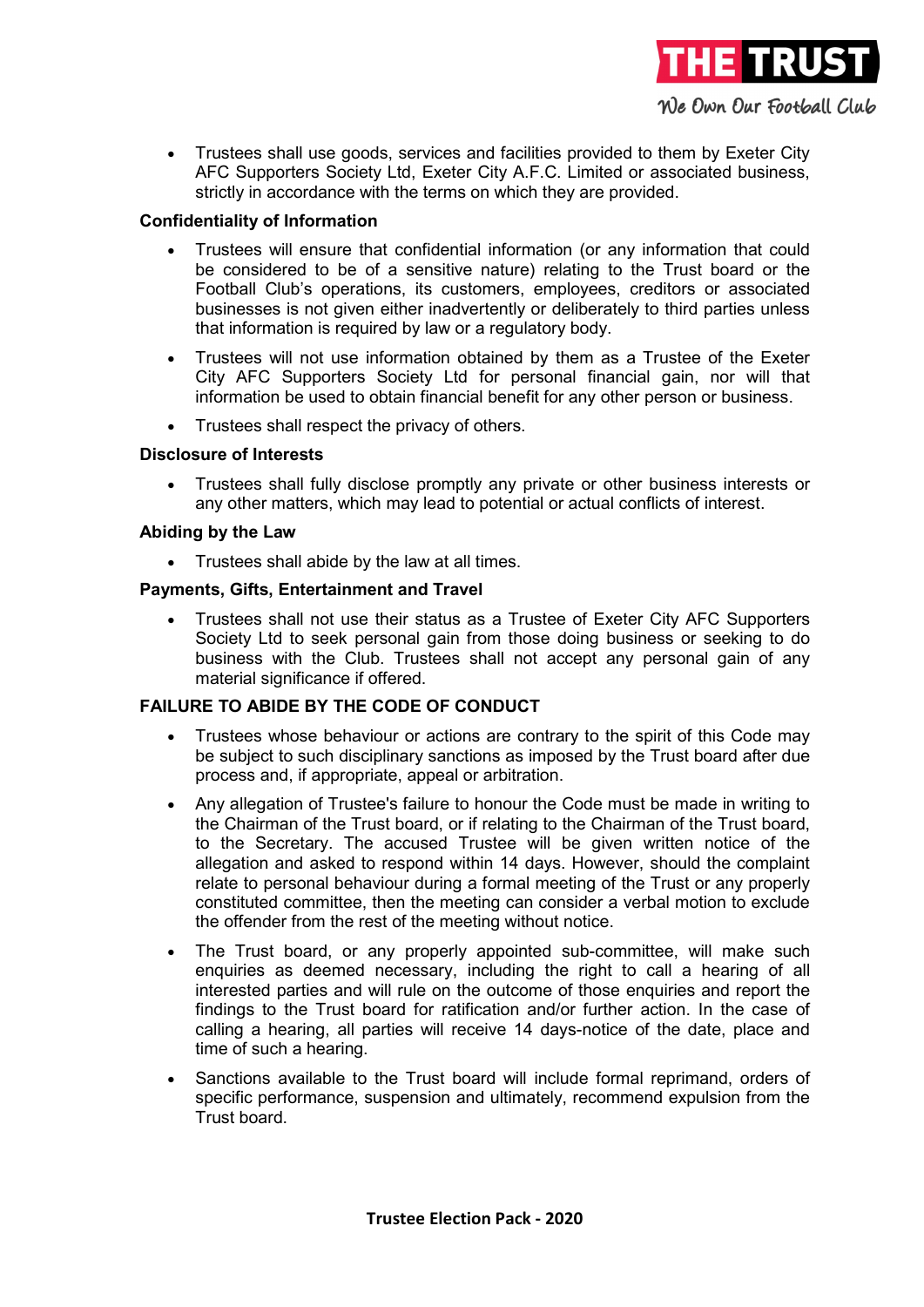- Trustees shall use goods, services and facilities provided to them by Exeter City AFC Supporters Society Ltd, Exeter City A.F.C. Limited or associated business, strictly in accordance with the terms on which they are provided.

**Confidentiality of Information**

- Trustees will ensure that confidential information (or any information that could be considered to be of a sensitive nature) relating to the Trust board or the Football Club's operations, its customers, employees, creditors or associated businesses is not given either inadvertently or deliberately to third parties unless that information is required by law or a regulatory body.
- Trustees will not use information obtained by them as a Trustee of the Exeter City AFC Supporters Society Ltd for personal financial gain, nor will that information be used to obtain financial benefit for any other person or business.
- Trustees shall respect the privacy of others.

**Disclosure of Interests**

- Trustees shall fully disclose promptly any private or other business interests or any other matters, which may lead to potential or actual conflicts of interest.

**Abiding by the Law**

- Trustees shall abide by the law at all times.

**Payments, Gifts, Entertainment and Travel**

- Trustees shall not use their status as a Trustee of Exeter City AFC Supporters Society Ltd to seek personal gain from those doing business or seeking to do business with the Club. Trustees shall not accept any personal gain of any material significance if offered.

**FAILURE TO ABIDE BY THE CODE OF CONDUCT**

- Trustees whose behaviour or actions are contrary to the spirit of this Code may be subject to such disciplinary sanctions as imposed by the Trust board after due process and, if appropriate, appeal or arbitration.
- Any allegation of Trustee's failure to honour the Code must be made in writing to the Chairman of the Trust board, or if relating to the Chairman of the Trust board, to the Secretary. The accused Trustee will be given written notice of the allegation and asked to respond within 14 days. However, should the complaint relate to personal behaviour during a formal meeting of the Trust or any properly constituted committee, then the meeting can consider a verbal motion to exclude the offender from the rest of the meeting without notice.
- The Trust board, or any properly appointed sub-committee, will make such enquiries as deemed necessary, including the right to call a hearing of all interested parties and will rule on the outcome of those enquiries and report the findings to the Trust board for ratification and/or further action. In the case of calling a hearing, all parties will receive 14 days-notice of the date, place and time of such a hearing.
- Sanctions available to the Trust board will include formal reprimand, orders of specific performance, suspension and ultimately, recommend expulsion from the Trust board.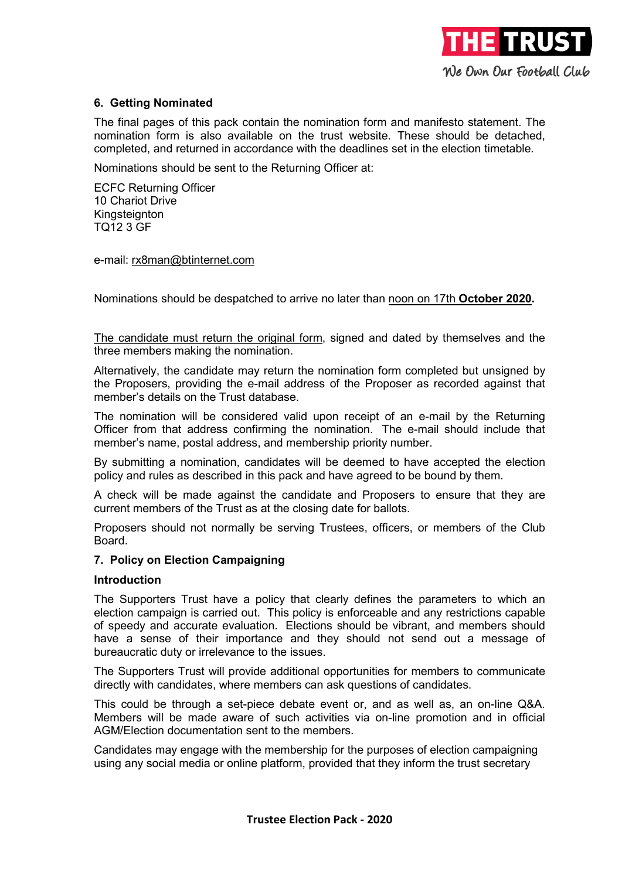## 6. Getting Nominated

The final pages of this pack contain the nomination form and manifesto statement. The nomination form is also available on the trust website. These should be detached, completed, and returned in accordance with the deadlines set in the election timetable.

Nominations should be sent to the Returning Officer at:

ECFC Returning Officer
10 Chariot Drive
Kingsteignton
TQ12 3 GF

e-mail: rx8man@btinternet.com

Nominations should be despatched to arrive no later than noon on 17th **October 2020.**

The candidate must return the original form, signed and dated by themselves and the three members making the nomination.

Alternatively, the candidate may return the nomination form completed but unsigned by the Proposers, providing the e-mail address of the Proposer as recorded against that member's details on the Trust database.

The nomination will be considered valid upon receipt of an e-mail by the Returning Officer from that address confirming the nomination. The e-mail should include that member's name, postal address, and membership priority number.

By submitting a nomination, candidates will be deemed to have accepted the election policy and rules as described in this pack and have agreed to be bound by them.

A check will be made against the candidate and Proposers to ensure that they are current members of the Trust as at the closing date for ballots.

Proposers should not normally be serving Trustees, officers, or members of the Club Board.

## 7. Policy on Election Campaigning

### Introduction

The Supporters Trust have a policy that clearly defines the parameters to which an election campaign is carried out. This policy is enforceable and any restrictions capable of speedy and accurate evaluation. Elections should be vibrant, and members should have a sense of their importance and they should not send out a message of bureaucratic duty or irrelevance to the issues.

The Supporters Trust will provide additional opportunities for members to communicate directly with candidates, where members can ask questions of candidates.

This could be through a set-piece debate event or, and as well as, an on-line Q&A. Members will be made aware of such activities via on-line promotion and in official AGM/Election documentation sent to the members.

Candidates may engage with the membership for the purposes of election campaigning using any social media or online platform, provided that they inform the trust secretary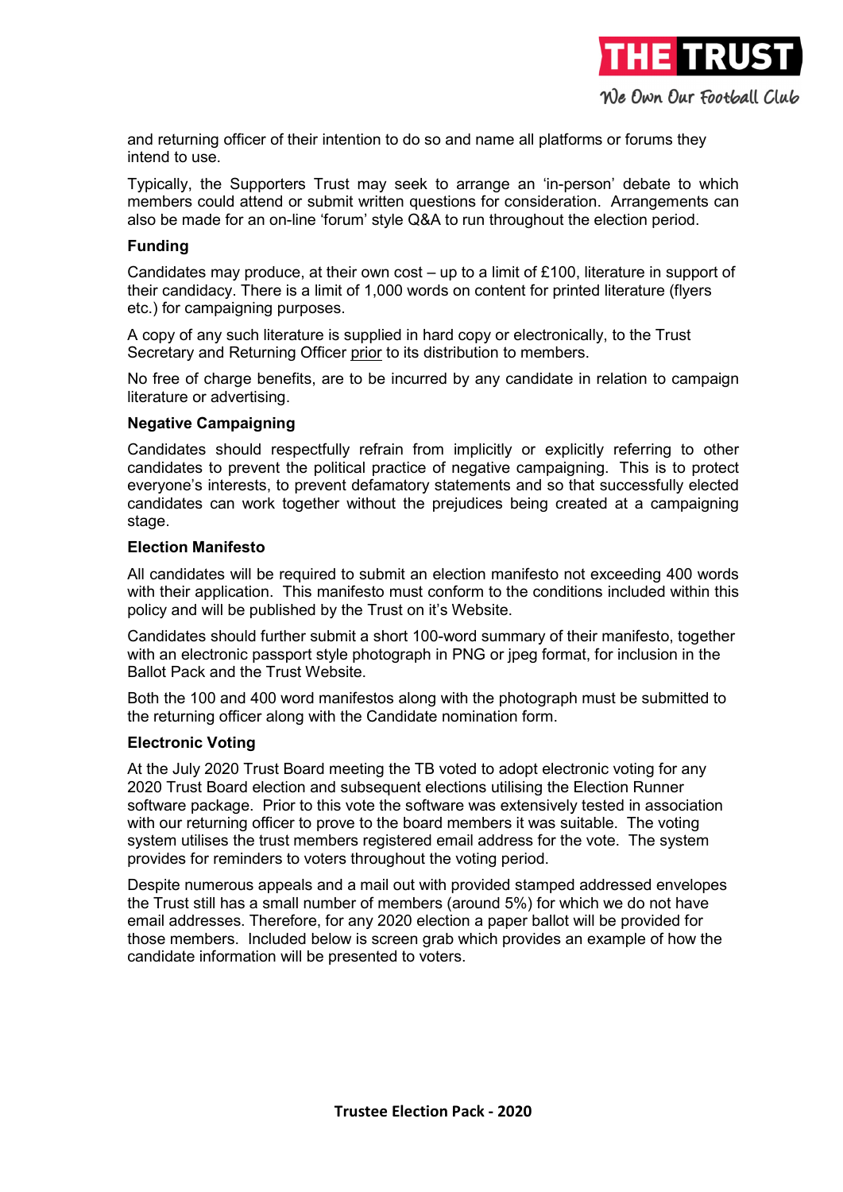and returning officer of their intention to do so and name all platforms or forums they intend to use.

Typically, the Supporters Trust may seek to arrange an 'in-person' debate to which members could attend or submit written questions for consideration. Arrangements can also be made for an on-line 'forum' style Q&A to run throughout the election period.

**Funding**

Candidates may produce, at their own cost – up to a limit of £100, literature in support of their candidacy. There is a limit of 1,000 words on content for printed literature (flyers etc.) for campaigning purposes.

A copy of any such literature is supplied in hard copy or electronically, to the Trust Secretary and Returning Officer prior to its distribution to members.

No free of charge benefits, are to be incurred by any candidate in relation to campaign literature or advertising.

**Negative Campaigning**

Candidates should respectfully refrain from implicitly or explicitly referring to other candidates to prevent the political practice of negative campaigning. This is to protect everyone's interests, to prevent defamatory statements and so that successfully elected candidates can work together without the prejudices being created at a campaigning stage.

**Election Manifesto**

All candidates will be required to submit an election manifesto not exceeding 400 words with their application. This manifesto must conform to the conditions included within this policy and will be published by the Trust on it's Website.

Candidates should further submit a short 100-word summary of their manifesto, together with an electronic passport style photograph in PNG or jpeg format, for inclusion in the Ballot Pack and the Trust Website.

Both the 100 and 400 word manifestos along with the photograph must be submitted to the returning officer along with the Candidate nomination form.

**Electronic Voting**

At the July 2020 Trust Board meeting the TB voted to adopt electronic voting for any 2020 Trust Board election and subsequent elections utilising the Election Runner software package. Prior to this vote the software was extensively tested in association with our returning officer to prove to the board members it was suitable. The voting system utilises the trust members registered email address for the vote. The system provides for reminders to voters throughout the voting period.

Despite numerous appeals and a mail out with provided stamped addressed envelopes the Trust still has a small number of members (around 5%) for which we do not have email addresses. Therefore, for any 2020 election a paper ballot will be provided for those members. Included below is screen grab which provides an example of how the candidate information will be presented to voters.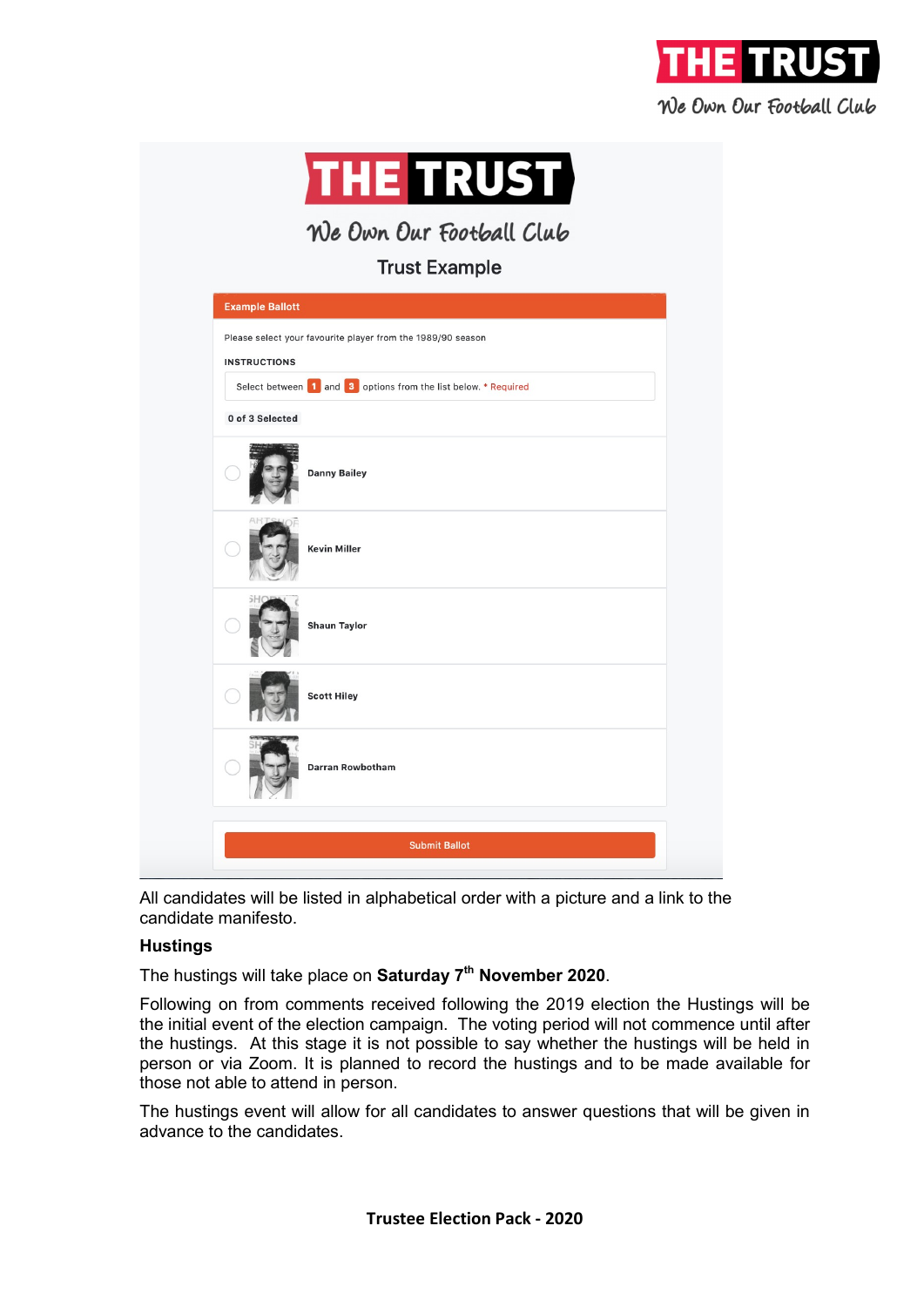**THE TRUST**

*We Own Our Football Club*

Trust Example

**Example Ballott**

Please select your favourite player from the 1989/90 season

**INSTRUCTIONS**

Select between 1 and 3 options from the list below. * Required

0 of 3 Selected

- Danny Bailey
- Kevin Miller
- Shaun Taylor
- Scott Hiley
- Darran Rowbotham

Submit Ballot

All candidates will be listed in alphabetical order with a picture and a link to the candidate manifesto.

**Hustings**

The hustings will take place on **Saturday 7th November 2020**.

Following on from comments received following the 2019 election the Hustings will be the initial event of the election campaign. The voting period will not commence until after the hustings. At this stage it is not possible to say whether the hustings will be held in person or via Zoom. It is planned to record the hustings and to be made available for those not able to attend in person.

The hustings event will allow for all candidates to answer questions that will be given in advance to the candidates.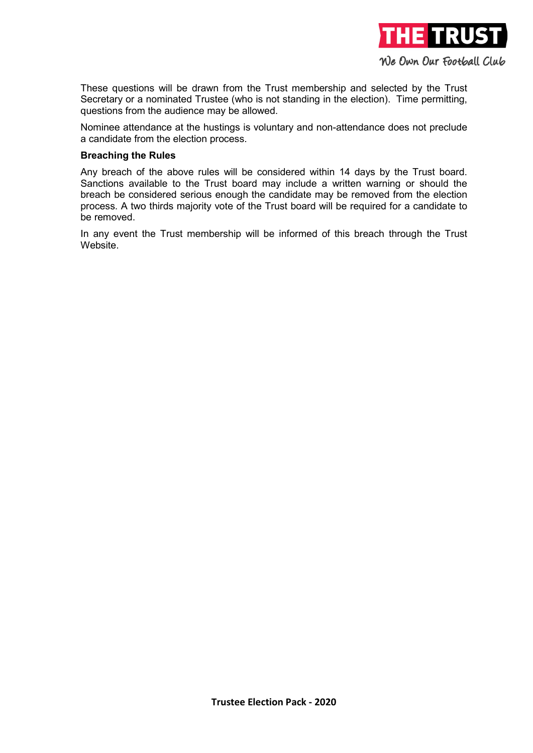These questions will be drawn from the Trust membership and selected by the Trust Secretary or a nominated Trustee (who is not standing in the election). Time permitting, questions from the audience may be allowed.

Nominee attendance at the hustings is voluntary and non-attendance does not preclude a candidate from the election process.

**Breaching the Rules**

Any breach of the above rules will be considered within 14 days by the Trust board. Sanctions available to the Trust board may include a written warning or should the breach be considered serious enough the candidate may be removed from the election process. A two thirds majority vote of the Trust board will be required for a candidate to be removed.

In any event the Trust membership will be informed of this breach through the Trust Website.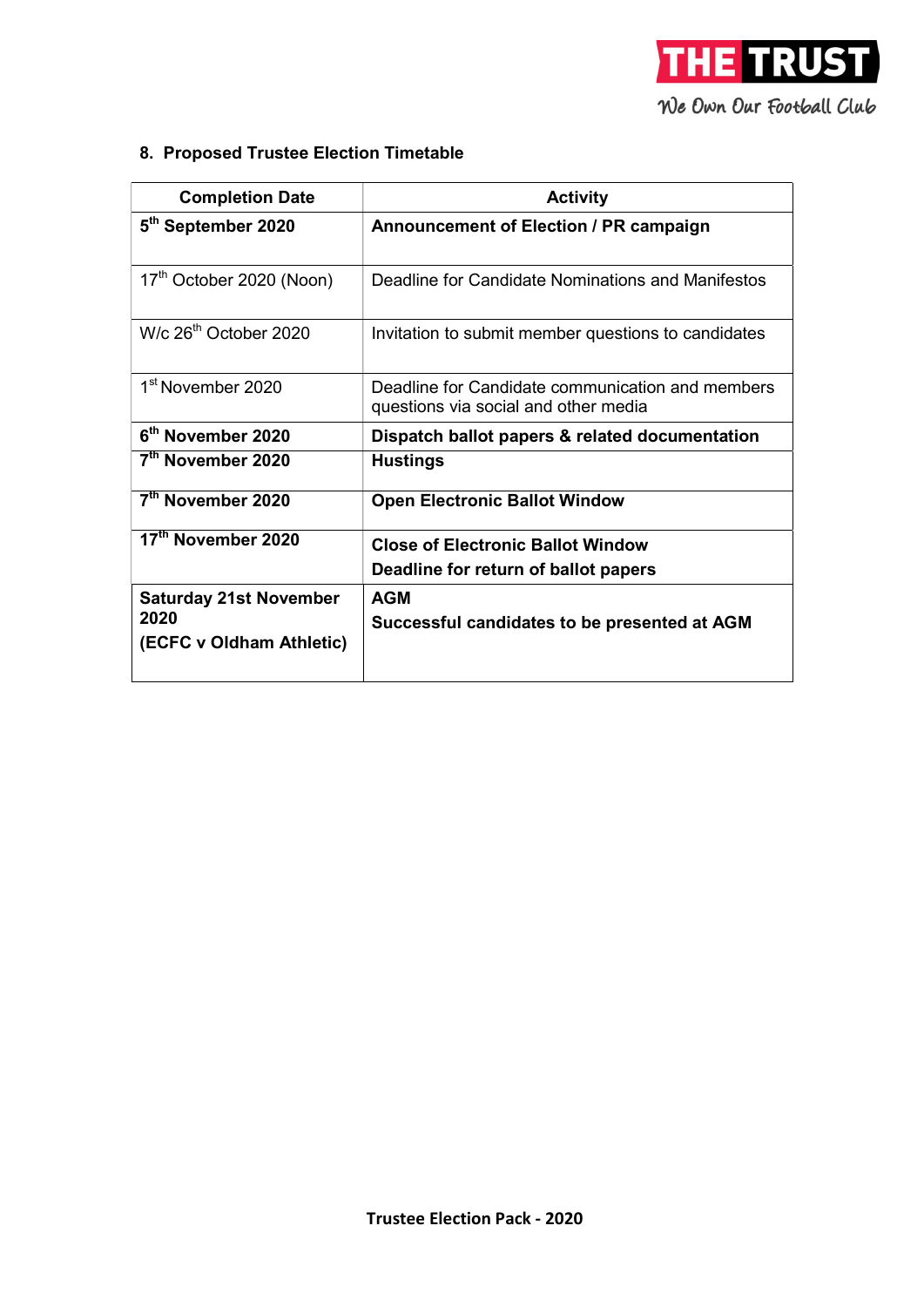## 8. Proposed Trustee Election Timetable

| Completion Date | Activity |
|---|---|
| **5th September 2020** | **Announcement of Election / PR campaign** |
| 17th October 2020 (Noon) | Deadline for Candidate Nominations and Manifestos |
| W/c 26th October 2020 | Invitation to submit member questions to candidates |
| 1st November 2020 | Deadline for Candidate communication and members questions via social and other media |
| **6th November 2020** | **Dispatch ballot papers & related documentation** |
| **7th November 2020** | **Hustings** |
| **7th November 2020** | **Open Electronic Ballot Window** |
| **17th November 2020** | **Close of Electronic Ballot Window**<br>**Deadline for return of ballot papers** |
| **Saturday 21st November 2020**<br>**(ECFC v Oldham Athletic)** | **AGM**<br>**Successful candidates to be presented at AGM** |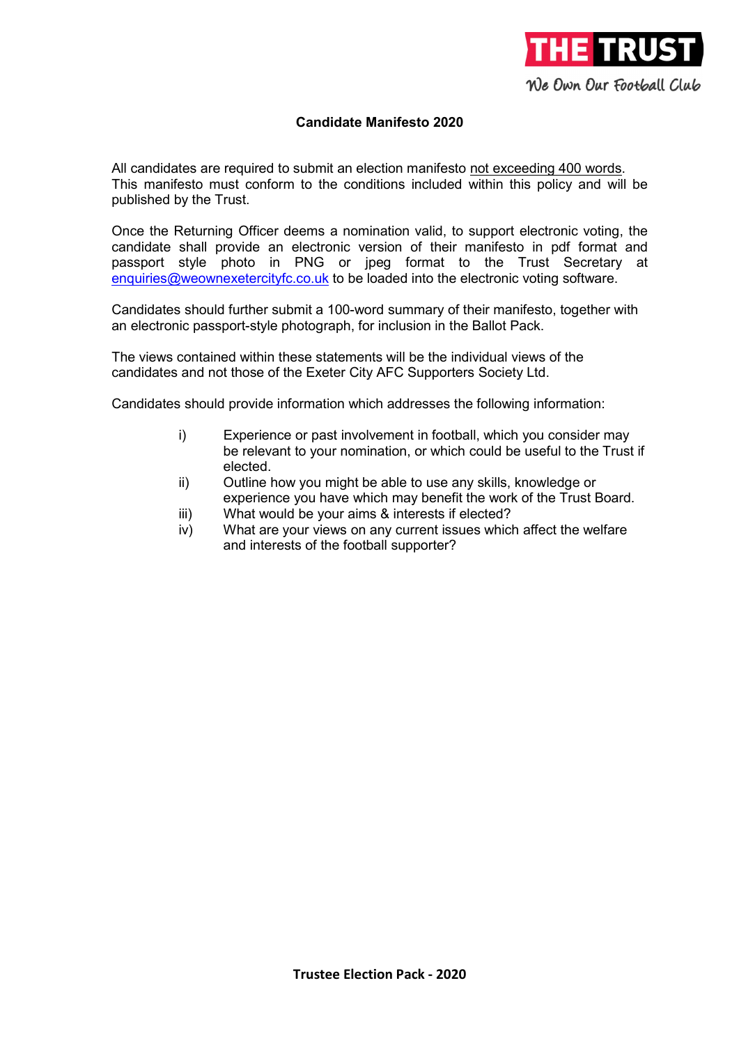THE TRUST

We Own Our Football Club

## Candidate Manifesto 2020

All candidates are required to submit an election manifesto not exceeding 400 words. This manifesto must conform to the conditions included within this policy and will be published by the Trust.

Once the Returning Officer deems a nomination valid, to support electronic voting, the candidate shall provide an electronic version of their manifesto in pdf format and passport style photo in PNG or jpeg format to the Trust Secretary at enquiries@weownexetercityfc.co.uk to be loaded into the electronic voting software.

Candidates should further submit a 100-word summary of their manifesto, together with an electronic passport-style photograph, for inclusion in the Ballot Pack.

The views contained within these statements will be the individual views of the candidates and not those of the Exeter City AFC Supporters Society Ltd.

Candidates should provide information which addresses the following information:

i) Experience or past involvement in football, which you consider may be relevant to your nomination, or which could be useful to the Trust if elected.

ii) Outline how you might be able to use any skills, knowledge or experience you have which may benefit the work of the Trust Board.

iii) What would be your aims & interests if elected?

iv) What are your views on any current issues which affect the welfare and interests of the football supporter?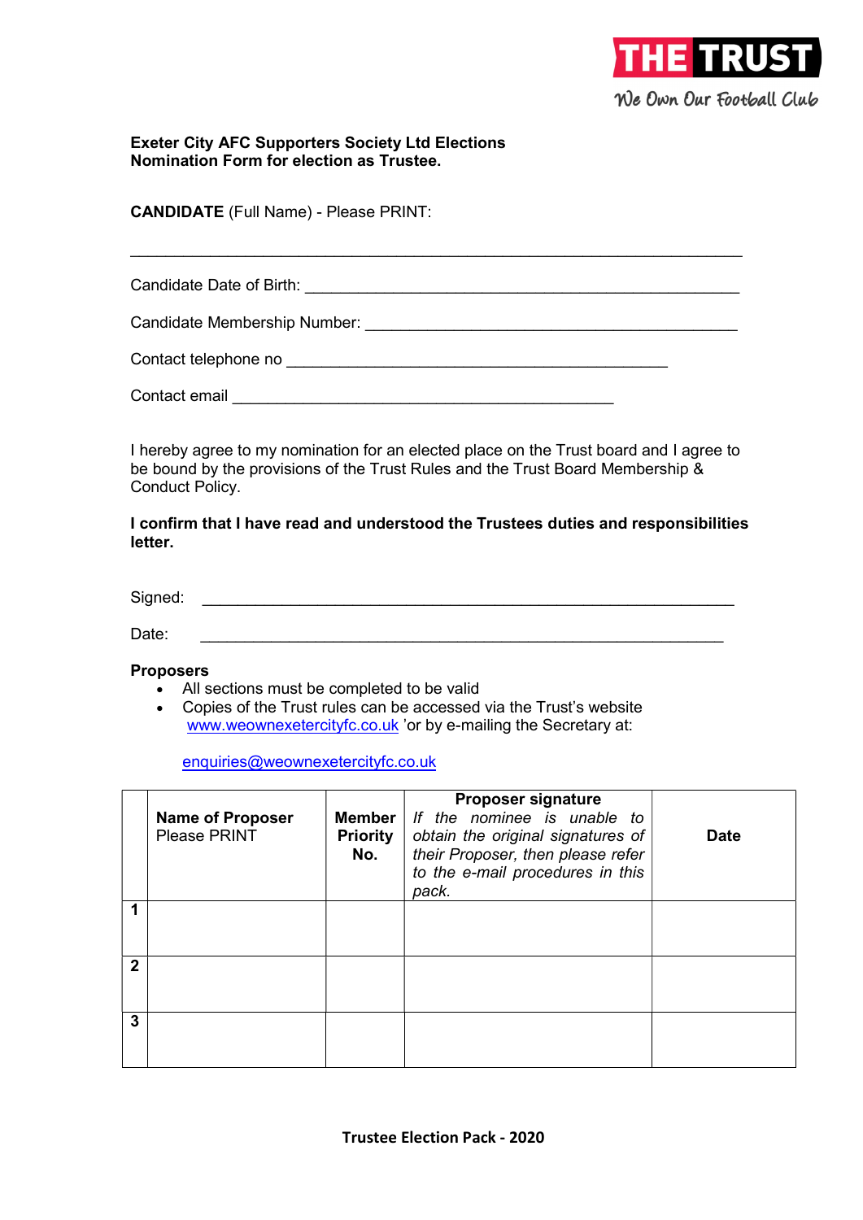THE TRUST

We Own Our Football Club

**Exeter City AFC Supporters Society Ltd Elections**
**Nomination Form for election as Trustee.**

**CANDIDATE** (Full Name) - Please PRINT:

_______________________________________________________________

Candidate Date of Birth: ____________________________________________

Candidate Membership Number: ______________________________________

Contact telephone no ______________________________________

Contact email ____________________________________________

I hereby agree to my nomination for an elected place on the Trust board and I agree to be bound by the provisions of the Trust Rules and the Trust Board Membership & Conduct Policy.

**I confirm that I have read and understood the Trustees duties and responsibilities letter.**

Signed: ______________________________________________________

Date: ______________________________________________________

**Proposers**

- All sections must be completed to be valid
- Copies of the Trust rules can be accessed via the Trust's website www.weownexetercityfc.co.uk 'or by e-mailing the Secretary at:

  enquiries@weownexetercityfc.co.uk

| | **Name of Proposer** Please PRINT | **Member Priority No.** | **Proposer signature** *If the nominee is unable to obtain the original signatures of their Proposer, then please refer to the e-mail procedures in this pack.* | **Date** |
|---|---|---|---|---|
| **1** | | | | |
| **2** | | | | |
| **3** | | | | |

**Trustee Election Pack - 2020**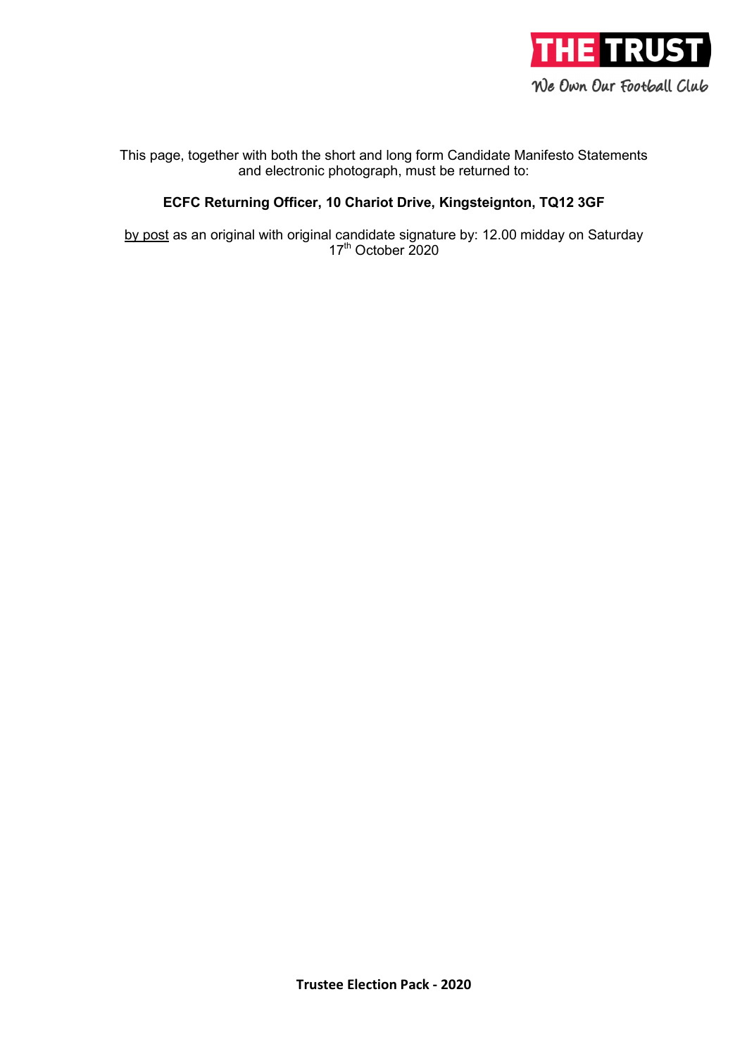This page, together with both the short and long form Candidate Manifesto Statements and electronic photograph, must be returned to:

**ECFC Returning Officer, 10 Chariot Drive, Kingsteignton, TQ12 3GF**

by post as an original with original candidate signature by: 12.00 midday on Saturday 17th October 2020